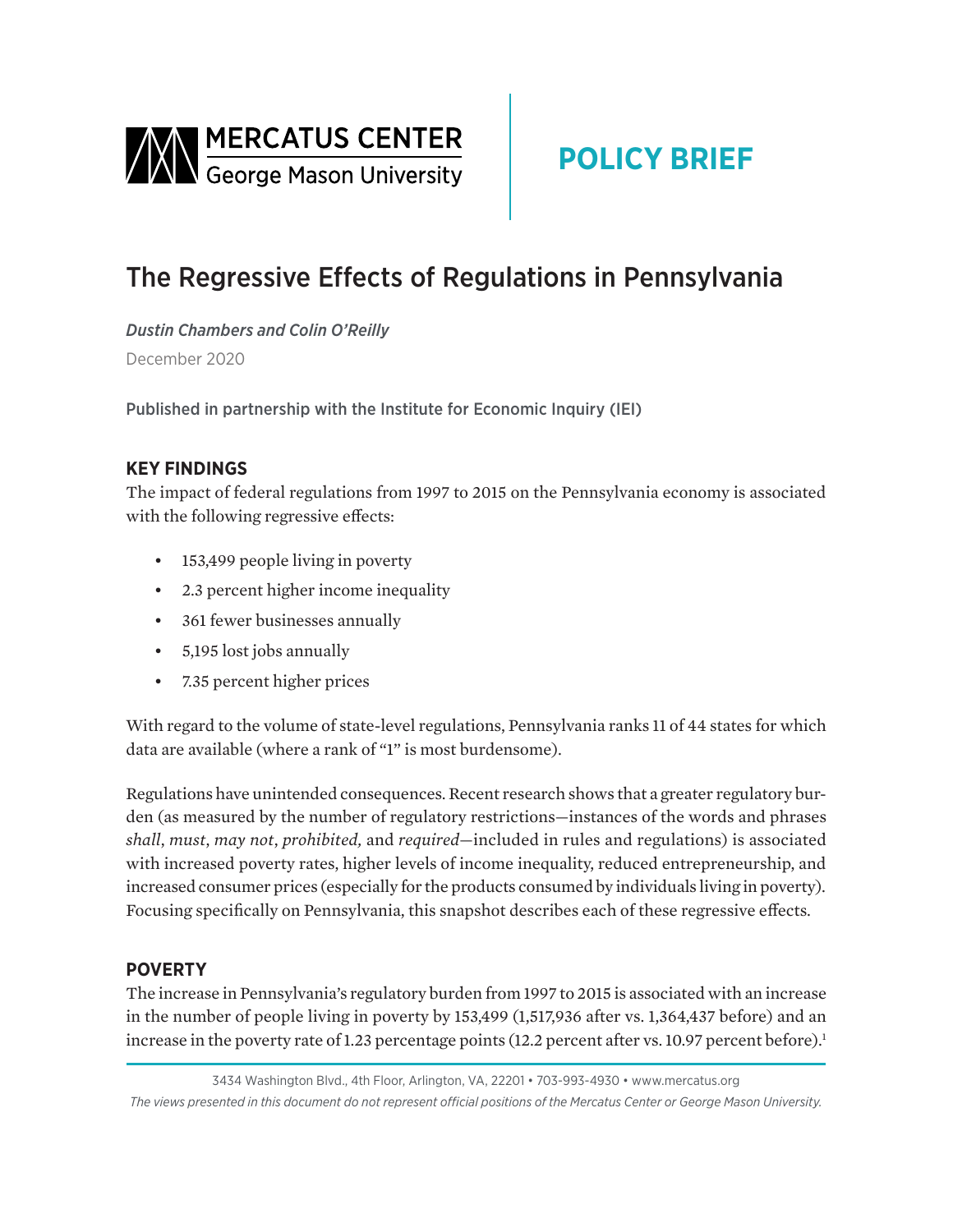MERCATUS CENTER
George Mason University

**POLICY BRIEF**

# The Regressive Effects of Regulations in Pennsylvania

*Dustin Chambers and Colin O'Reilly*

December 2020

Published in partnership with the Institute for Economic Inquiry (IEI)

## KEY FINDINGS

The impact of federal regulations from 1997 to 2015 on the Pennsylvania economy is associated with the following regressive effects:

- 153,499 people living in poverty
- 2.3 percent higher income inequality
- 361 fewer businesses annually
- 5,195 lost jobs annually
- 7.35 percent higher prices

With regard to the volume of state-level regulations, Pennsylvania ranks 11 of 44 states for which data are available (where a rank of "1" is most burdensome).

Regulations have unintended consequences. Recent research shows that a greater regulatory burden (as measured by the number of regulatory restrictions—instances of the words and phrases *shall*, *must*, *may not*, *prohibited,* and *required*—included in rules and regulations) is associated with increased poverty rates, higher levels of income inequality, reduced entrepreneurship, and increased consumer prices (especially for the products consumed by individuals living in poverty). Focusing specifically on Pennsylvania, this snapshot describes each of these regressive effects.

## POVERTY

The increase in Pennsylvania's regulatory burden from 1997 to 2015 is associated with an increase in the number of people living in poverty by 153,499 (1,517,936 after vs. 1,364,437 before) and an increase in the poverty rate of 1.23 percentage points (12.2 percent after vs. 10.97 percent before).[1]

3434 Washington Blvd., 4th Floor, Arlington, VA, 22201 • 703-993-4930 • www.mercatus.org

*The views presented in this document do not represent official positions of the Mercatus Center or George Mason University.*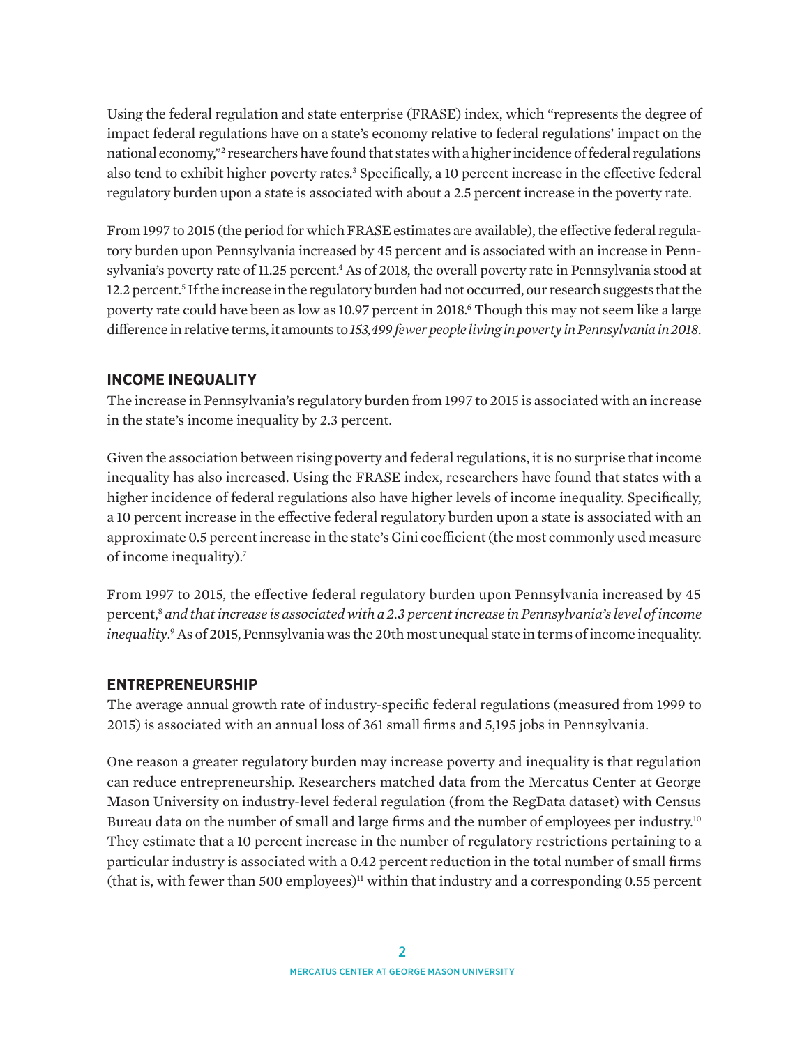Using the federal regulation and state enterprise (FRASE) index, which "represents the degree of impact federal regulations have on a state's economy relative to federal regulations' impact on the national economy,"[2] researchers have found that states with a higher incidence of federal regulations also tend to exhibit higher poverty rates.[3] Specifically, a 10 percent increase in the effective federal regulatory burden upon a state is associated with about a 2.5 percent increase in the poverty rate.

From 1997 to 2015 (the period for which FRASE estimates are available), the effective federal regulatory burden upon Pennsylvania increased by 45 percent and is associated with an increase in Pennsylvania's poverty rate of 11.25 percent.[4] As of 2018, the overall poverty rate in Pennsylvania stood at 12.2 percent.[5] If the increase in the regulatory burden had not occurred, our research suggests that the poverty rate could have been as low as 10.97 percent in 2018.[6] Though this may not seem like a large difference in relative terms, it amounts to *153,499 fewer people living in poverty in Pennsylvania in 2018*.

## INCOME INEQUALITY

The increase in Pennsylvania's regulatory burden from 1997 to 2015 is associated with an increase in the state's income inequality by 2.3 percent.

Given the association between rising poverty and federal regulations, it is no surprise that income inequality has also increased. Using the FRASE index, researchers have found that states with a higher incidence of federal regulations also have higher levels of income inequality. Specifically, a 10 percent increase in the effective federal regulatory burden upon a state is associated with an approximate 0.5 percent increase in the state's Gini coefficient (the most commonly used measure of income inequality).[7]

From 1997 to 2015, the effective federal regulatory burden upon Pennsylvania increased by 45 percent,[8] *and that increase is associated with a 2.3 percent increase in Pennsylvania's level of income inequality*.[9] As of 2015, Pennsylvania was the 20th most unequal state in terms of income inequality.

## ENTREPRENEURSHIP

The average annual growth rate of industry-specific federal regulations (measured from 1999 to 2015) is associated with an annual loss of 361 small firms and 5,195 jobs in Pennsylvania.

One reason a greater regulatory burden may increase poverty and inequality is that regulation can reduce entrepreneurship. Researchers matched data from the Mercatus Center at George Mason University on industry-level federal regulation (from the RegData dataset) with Census Bureau data on the number of small and large firms and the number of employees per industry.[10] They estimate that a 10 percent increase in the number of regulatory restrictions pertaining to a particular industry is associated with a 0.42 percent reduction in the total number of small firms (that is, with fewer than 500 employees)[11] within that industry and a corresponding 0.55 percent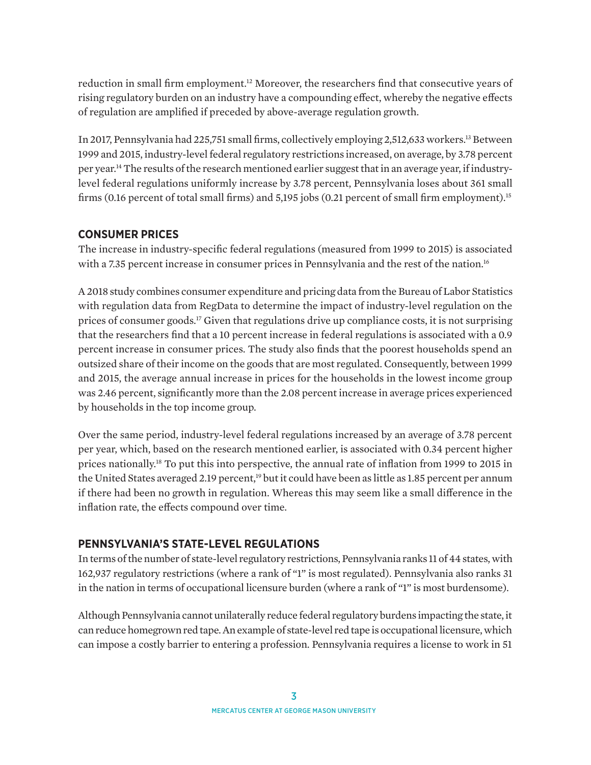reduction in small firm employment.[12] Moreover, the researchers find that consecutive years of rising regulatory burden on an industry have a compounding effect, whereby the negative effects of regulation are amplified if preceded by above-average regulation growth.

In 2017, Pennsylvania had 225,751 small firms, collectively employing 2,512,633 workers.[13] Between 1999 and 2015, industry-level federal regulatory restrictions increased, on average, by 3.78 percent per year.[14] The results of the research mentioned earlier suggest that in an average year, if industry-level federal regulations uniformly increase by 3.78 percent, Pennsylvania loses about 361 small firms (0.16 percent of total small firms) and 5,195 jobs (0.21 percent of small firm employment).[15]

## CONSUMER PRICES

The increase in industry-specific federal regulations (measured from 1999 to 2015) is associated with a 7.35 percent increase in consumer prices in Pennsylvania and the rest of the nation.[16]

A 2018 study combines consumer expenditure and pricing data from the Bureau of Labor Statistics with regulation data from RegData to determine the impact of industry-level regulation on the prices of consumer goods.[17] Given that regulations drive up compliance costs, it is not surprising that the researchers find that a 10 percent increase in federal regulations is associated with a 0.9 percent increase in consumer prices. The study also finds that the poorest households spend an outsized share of their income on the goods that are most regulated. Consequently, between 1999 and 2015, the average annual increase in prices for the households in the lowest income group was 2.46 percent, significantly more than the 2.08 percent increase in average prices experienced by households in the top income group.

Over the same period, industry-level federal regulations increased by an average of 3.78 percent per year, which, based on the research mentioned earlier, is associated with 0.34 percent higher prices nationally.[18] To put this into perspective, the annual rate of inflation from 1999 to 2015 in the United States averaged 2.19 percent,[19] but it could have been as little as 1.85 percent per annum if there had been no growth in regulation. Whereas this may seem like a small difference in the inflation rate, the effects compound over time.

## PENNSYLVANIA'S STATE-LEVEL REGULATIONS

In terms of the number of state-level regulatory restrictions, Pennsylvania ranks 11 of 44 states, with 162,937 regulatory restrictions (where a rank of "1" is most regulated). Pennsylvania also ranks 31 in the nation in terms of occupational licensure burden (where a rank of "1" is most burdensome).

Although Pennsylvania cannot unilaterally reduce federal regulatory burdens impacting the state, it can reduce homegrown red tape. An example of state-level red tape is occupational licensure, which can impose a costly barrier to entering a profession. Pennsylvania requires a license to work in 51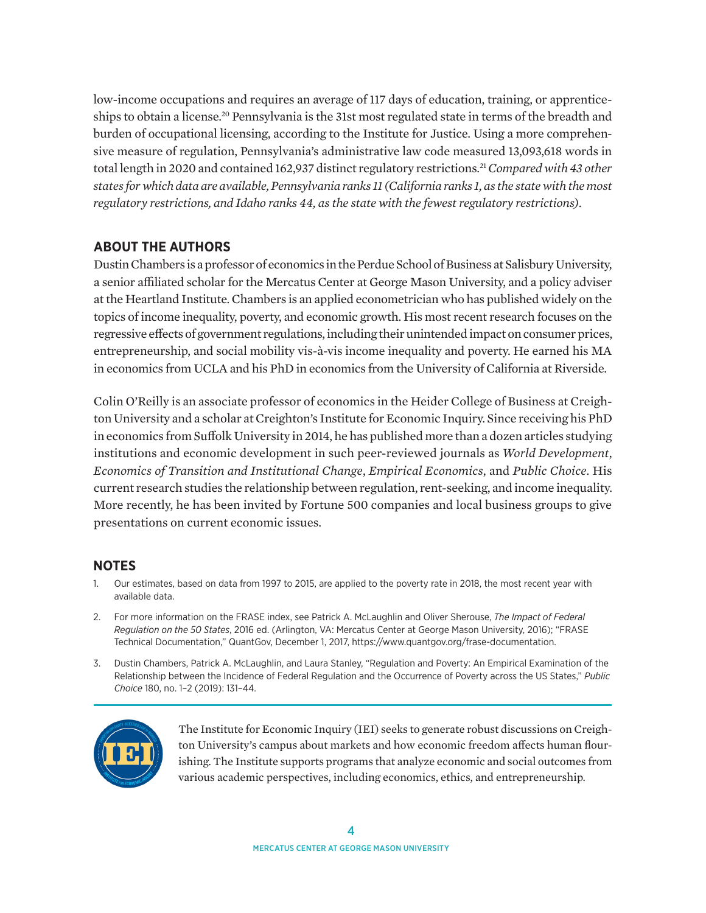low-income occupations and requires an average of 117 days of education, training, or apprenticeships to obtain a license.[20] Pennsylvania is the 31st most regulated state in terms of the breadth and burden of occupational licensing, according to the Institute for Justice. Using a more comprehensive measure of regulation, Pennsylvania's administrative law code measured 13,093,618 words in total length in 2020 and contained 162,937 distinct regulatory restrictions.[21] *Compared with 43 other states for which data are available, Pennsylvania ranks 11 (California ranks 1, as the state with the most regulatory restrictions, and Idaho ranks 44, as the state with the fewest regulatory restrictions).*

## ABOUT THE AUTHORS

Dustin Chambers is a professor of economics in the Perdue School of Business at Salisbury University, a senior affiliated scholar for the Mercatus Center at George Mason University, and a policy adviser at the Heartland Institute. Chambers is an applied econometrician who has published widely on the topics of income inequality, poverty, and economic growth. His most recent research focuses on the regressive effects of government regulations, including their unintended impact on consumer prices, entrepreneurship, and social mobility vis-à-vis income inequality and poverty. He earned his MA in economics from UCLA and his PhD in economics from the University of California at Riverside.

Colin O'Reilly is an associate professor of economics in the Heider College of Business at Creighton University and a scholar at Creighton's Institute for Economic Inquiry. Since receiving his PhD in economics from Suffolk University in 2014, he has published more than a dozen articles studying institutions and economic development in such peer-reviewed journals as *World Development*, *Economics of Transition and Institutional Change*, *Empirical Economics*, and *Public Choice*. His current research studies the relationship between regulation, rent-seeking, and income inequality. More recently, he has been invited by Fortune 500 companies and local business groups to give presentations on current economic issues.

## NOTES

1. Our estimates, based on data from 1997 to 2015, are applied to the poverty rate in 2018, the most recent year with available data.
2. For more information on the FRASE index, see Patrick A. McLaughlin and Oliver Sherouse, *The Impact of Federal Regulation on the 50 States*, 2016 ed. (Arlington, VA: Mercatus Center at George Mason University, 2016); "FRASE Technical Documentation," QuantGov, December 1, 2017, https://www.quantgov.org/frase-documentation.
3. Dustin Chambers, Patrick A. McLaughlin, and Laura Stanley, "Regulation and Poverty: An Empirical Examination of the Relationship between the Incidence of Federal Regulation and the Occurrence of Poverty across the US States," *Public Choice* 180, no. 1–2 (2019): 131–44.

The Institute for Economic Inquiry (IEI) seeks to generate robust discussions on Creighton University's campus about markets and how economic freedom affects human flourishing. The Institute supports programs that analyze economic and social outcomes from various academic perspectives, including economics, ethics, and entrepreneurship.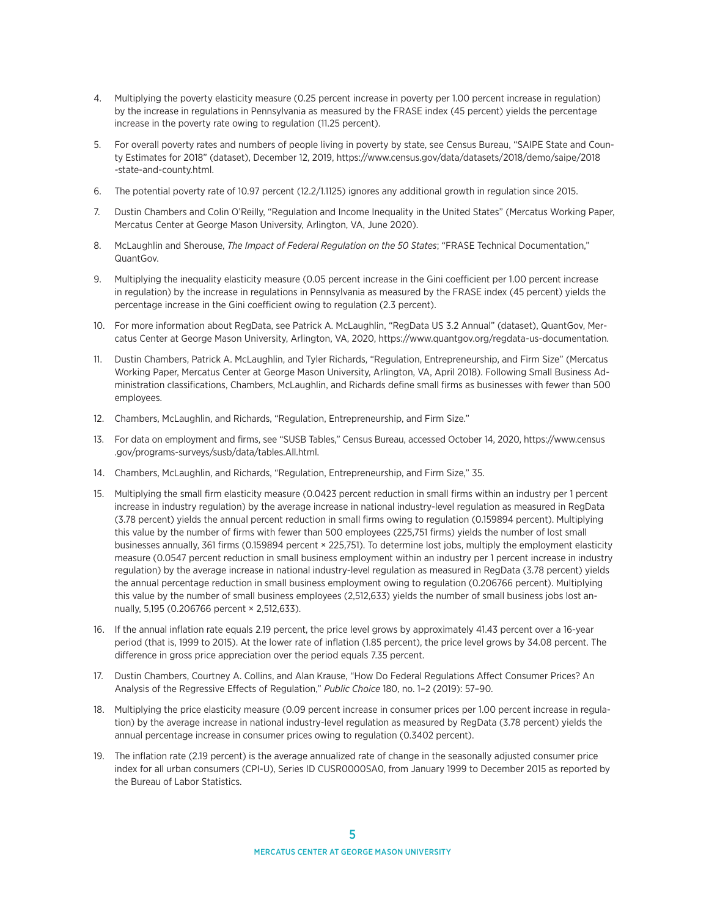4. Multiplying the poverty elasticity measure (0.25 percent increase in poverty per 1.00 percent increase in regulation) by the increase in regulations in Pennsylvania as measured by the FRASE index (45 percent) yields the percentage increase in the poverty rate owing to regulation (11.25 percent).

5. For overall poverty rates and numbers of people living in poverty by state, see Census Bureau, "SAIPE State and County Estimates for 2018" (dataset), December 12, 2019, https://www.census.gov/data/datasets/2018/demo/saipe/2018-state-and-county.html.

6. The potential poverty rate of 10.97 percent (12.2/1.1125) ignores any additional growth in regulation since 2015.

7. Dustin Chambers and Colin O'Reilly, "Regulation and Income Inequality in the United States" (Mercatus Working Paper, Mercatus Center at George Mason University, Arlington, VA, June 2020).

8. McLaughlin and Sherouse, *The Impact of Federal Regulation on the 50 States*; "FRASE Technical Documentation," QuantGov.

9. Multiplying the inequality elasticity measure (0.05 percent increase in the Gini coefficient per 1.00 percent increase in regulation) by the increase in regulations in Pennsylvania as measured by the FRASE index (45 percent) yields the percentage increase in the Gini coefficient owing to regulation (2.3 percent).

10. For more information about RegData, see Patrick A. McLaughlin, "RegData US 3.2 Annual" (dataset), QuantGov, Mercatus Center at George Mason University, Arlington, VA, 2020, https://www.quantgov.org/regdata-us-documentation.

11. Dustin Chambers, Patrick A. McLaughlin, and Tyler Richards, "Regulation, Entrepreneurship, and Firm Size" (Mercatus Working Paper, Mercatus Center at George Mason University, Arlington, VA, April 2018). Following Small Business Administration classifications, Chambers, McLaughlin, and Richards define small firms as businesses with fewer than 500 employees.

12. Chambers, McLaughlin, and Richards, "Regulation, Entrepreneurship, and Firm Size."

13. For data on employment and firms, see "SUSB Tables," Census Bureau, accessed October 14, 2020, https://www.census.gov/programs-surveys/susb/data/tables.All.html.

14. Chambers, McLaughlin, and Richards, "Regulation, Entrepreneurship, and Firm Size," 35.

15. Multiplying the small firm elasticity measure (0.0423 percent reduction in small firms within an industry per 1 percent increase in industry regulation) by the average increase in national industry-level regulation as measured in RegData (3.78 percent) yields the annual percent reduction in small firms owing to regulation (0.159894 percent). Multiplying this value by the number of firms with fewer than 500 employees (225,751 firms) yields the number of lost small businesses annually, 361 firms (0.159894 percent × 225,751). To determine lost jobs, multiply the employment elasticity measure (0.0547 percent reduction in small business employment within an industry per 1 percent increase in industry regulation) by the average increase in national industry-level regulation as measured in RegData (3.78 percent) yields the annual percentage reduction in small business employment owing to regulation (0.206766 percent). Multiplying this value by the number of small business employees (2,512,633) yields the number of small business jobs lost annually, 5,195 (0.206766 percent × 2,512,633).

16. If the annual inflation rate equals 2.19 percent, the price level grows by approximately 41.43 percent over a 16-year period (that is, 1999 to 2015). At the lower rate of inflation (1.85 percent), the price level grows by 34.08 percent. The difference in gross price appreciation over the period equals 7.35 percent.

17. Dustin Chambers, Courtney A. Collins, and Alan Krause, "How Do Federal Regulations Affect Consumer Prices? An Analysis of the Regressive Effects of Regulation," *Public Choice* 180, no. 1–2 (2019): 57–90.

18. Multiplying the price elasticity measure (0.09 percent increase in consumer prices per 1.00 percent increase in regulation) by the average increase in national industry-level regulation as measured by RegData (3.78 percent) yields the annual percentage increase in consumer prices owing to regulation (0.3402 percent).

19. The inflation rate (2.19 percent) is the average annualized rate of change in the seasonally adjusted consumer price index for all urban consumers (CPI-U), Series ID CUSR0000SA0, from January 1999 to December 2015 as reported by the Bureau of Labor Statistics.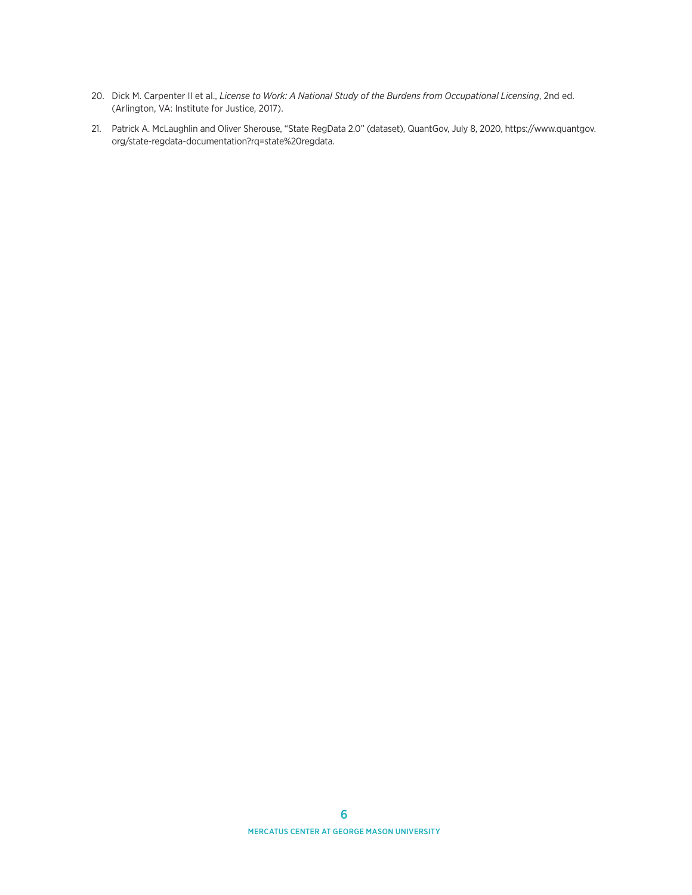20. Dick M. Carpenter II et al., *License to Work: A National Study of the Burdens from Occupational Licensing*, 2nd ed. (Arlington, VA: Institute for Justice, 2017).

21. Patrick A. McLaughlin and Oliver Sherouse, "State RegData 2.0" (dataset), QuantGov, July 8, 2020, https://www.quantgov.org/state-regdata-documentation?rq=state%20regdata.